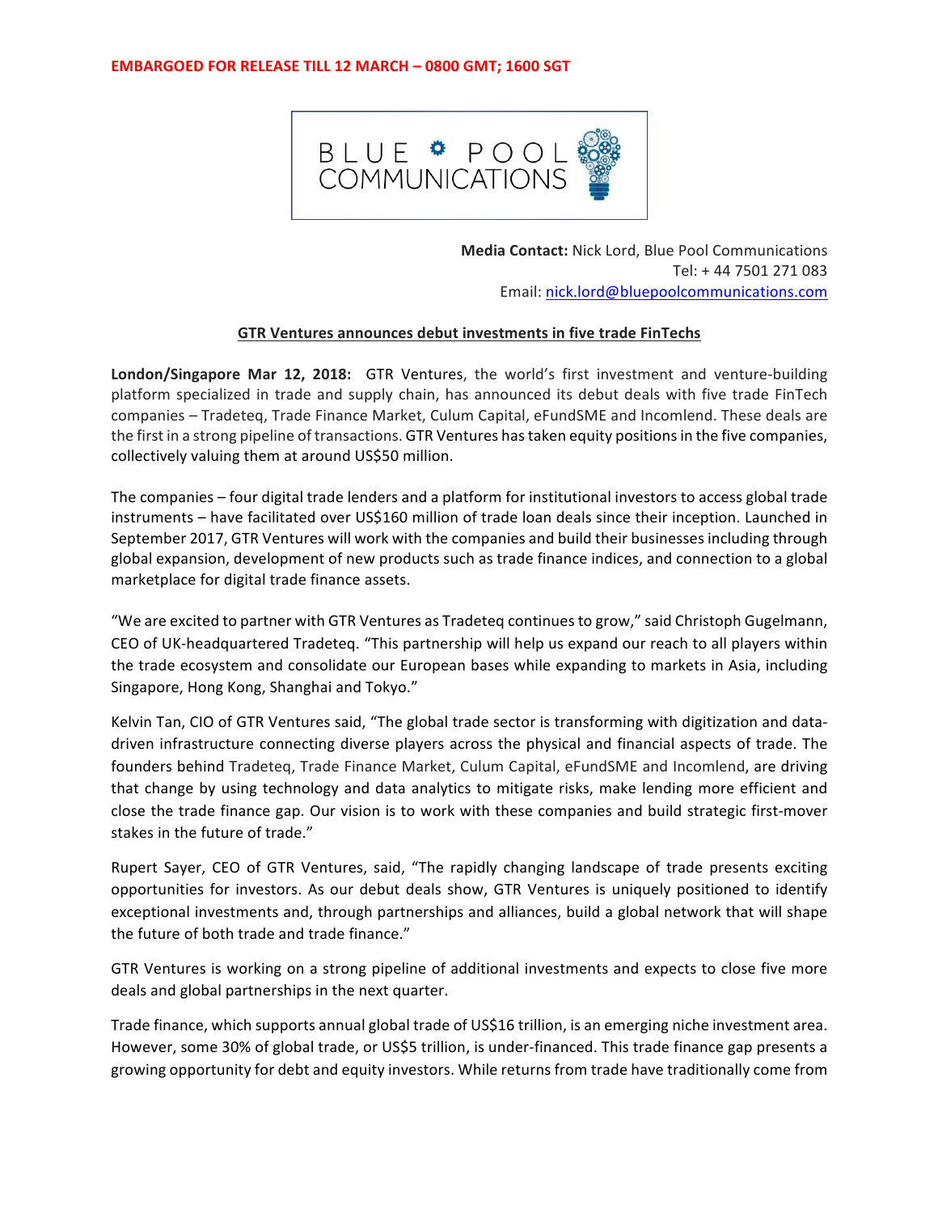**EMBARGOED FOR RELEASE TILL 12 MARCH – 0800 GMT; 1600 SGT**

BLUE POOL COMMUNICATIONS

**Media Contact:** Nick Lord, Blue Pool Communications
Tel: + 44 7501 271 083
Email: nick.lord@bluepoolcommunications.com

## GTR Ventures announces debut investments in five trade FinTechs

**London/Singapore Mar 12, 2018:** GTR Ventures, the world's first investment and venture-building platform specialized in trade and supply chain, has announced its debut deals with five trade FinTech companies – Tradeteq, Trade Finance Market, Culum Capital, eFundSME and Incomlend. These deals are the first in a strong pipeline of transactions. GTR Ventures has taken equity positions in the five companies, collectively valuing them at around US$50 million.

The companies – four digital trade lenders and a platform for institutional investors to access global trade instruments – have facilitated over US$160 million of trade loan deals since their inception. Launched in September 2017, GTR Ventures will work with the companies and build their businesses including through global expansion, development of new products such as trade finance indices, and connection to a global marketplace for digital trade finance assets.

"We are excited to partner with GTR Ventures as Tradeteq continues to grow," said Christoph Gugelmann, CEO of UK-headquartered Tradeteq. "This partnership will help us expand our reach to all players within the trade ecosystem and consolidate our European bases while expanding to markets in Asia, including Singapore, Hong Kong, Shanghai and Tokyo."

Kelvin Tan, CIO of GTR Ventures said, "The global trade sector is transforming with digitization and data-driven infrastructure connecting diverse players across the physical and financial aspects of trade. The founders behind Tradeteq, Trade Finance Market, Culum Capital, eFundSME and Incomlend, are driving that change by using technology and data analytics to mitigate risks, make lending more efficient and close the trade finance gap. Our vision is to work with these companies and build strategic first-mover stakes in the future of trade."

Rupert Sayer, CEO of GTR Ventures, said, "The rapidly changing landscape of trade presents exciting opportunities for investors. As our debut deals show, GTR Ventures is uniquely positioned to identify exceptional investments and, through partnerships and alliances, build a global network that will shape the future of both trade and trade finance."

GTR Ventures is working on a strong pipeline of additional investments and expects to close five more deals and global partnerships in the next quarter.

Trade finance, which supports annual global trade of US$16 trillion, is an emerging niche investment area. However, some 30% of global trade, or US$5 trillion, is under-financed. This trade finance gap presents a growing opportunity for debt and equity investors. While returns from trade have traditionally come from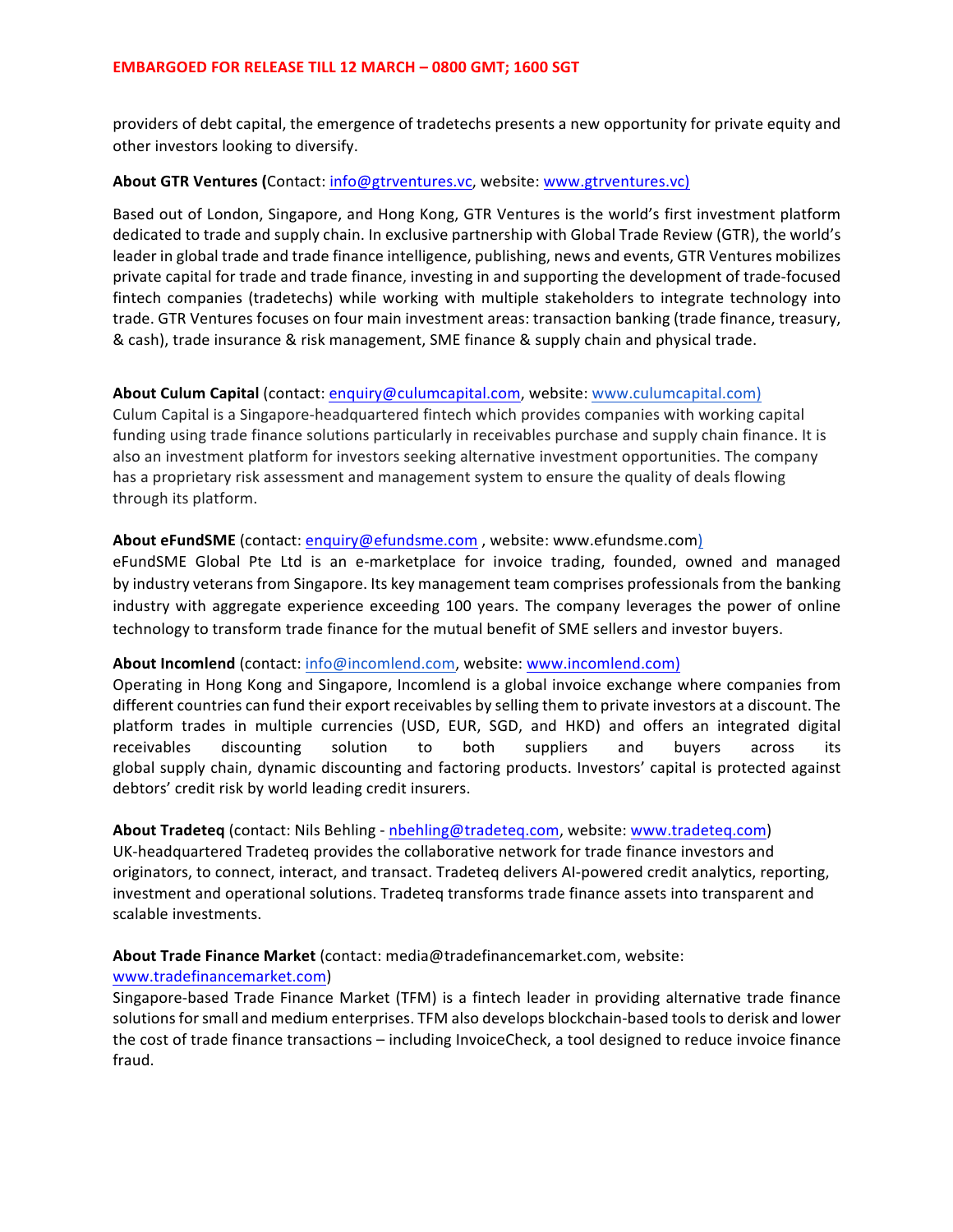providers of debt capital, the emergence of tradetechs presents a new opportunity for private equity and other investors looking to diversify.

**About GTR Ventures (**Contact: info@gtrventures.vc, website: www.gtrventures.vc)

Based out of London, Singapore, and Hong Kong, GTR Ventures is the world's first investment platform dedicated to trade and supply chain. In exclusive partnership with Global Trade Review (GTR), the world's leader in global trade and trade finance intelligence, publishing, news and events, GTR Ventures mobilizes private capital for trade and trade finance, investing in and supporting the development of trade-focused fintech companies (tradetechs) while working with multiple stakeholders to integrate technology into trade. GTR Ventures focuses on four main investment areas: transaction banking (trade finance, treasury, & cash), trade insurance & risk management, SME finance & supply chain and physical trade.

**About Culum Capital** (contact: enquiry@culumcapital.com, website: www.culumcapital.com)

Culum Capital is a Singapore-headquartered fintech which provides companies with working capital funding using trade finance solutions particularly in receivables purchase and supply chain finance. It is also an investment platform for investors seeking alternative investment opportunities. The company has a proprietary risk assessment and management system to ensure the quality of deals flowing through its platform.

**About eFundSME** (contact: enquiry@efundsme.com , website: www.efundsme.com)

eFundSME Global Pte Ltd is an e-marketplace for invoice trading, founded, owned and managed by industry veterans from Singapore. Its key management team comprises professionals from the banking industry with aggregate experience exceeding 100 years. The company leverages the power of online technology to transform trade finance for the mutual benefit of SME sellers and investor buyers.

**About Incomlend** (contact: info@incomlend.com, website: www.incomlend.com)

Operating in Hong Kong and Singapore, Incomlend is a global invoice exchange where companies from different countries can fund their export receivables by selling them to private investors at a discount. The platform trades in multiple currencies (USD, EUR, SGD, and HKD) and offers an integrated digital receivables discounting solution to both suppliers and buyers across its global supply chain, dynamic discounting and factoring products. Investors' capital is protected against debtors' credit risk by world leading credit insurers.

**About Tradeteq** (contact: Nils Behling - nbehling@tradeteq.com, website: www.tradeteq.com)

UK-headquartered Tradeteq provides the collaborative network for trade finance investors and originators, to connect, interact, and transact. Tradeteq delivers AI-powered credit analytics, reporting, investment and operational solutions. Tradeteq transforms trade finance assets into transparent and scalable investments.

**About Trade Finance Market** (contact: media@tradefinancemarket.com, website: www.tradefinancemarket.com)

Singapore-based Trade Finance Market (TFM) is a fintech leader in providing alternative trade finance solutions for small and medium enterprises. TFM also develops blockchain-based tools to derisk and lower the cost of trade finance transactions – including InvoiceCheck, a tool designed to reduce invoice finance fraud.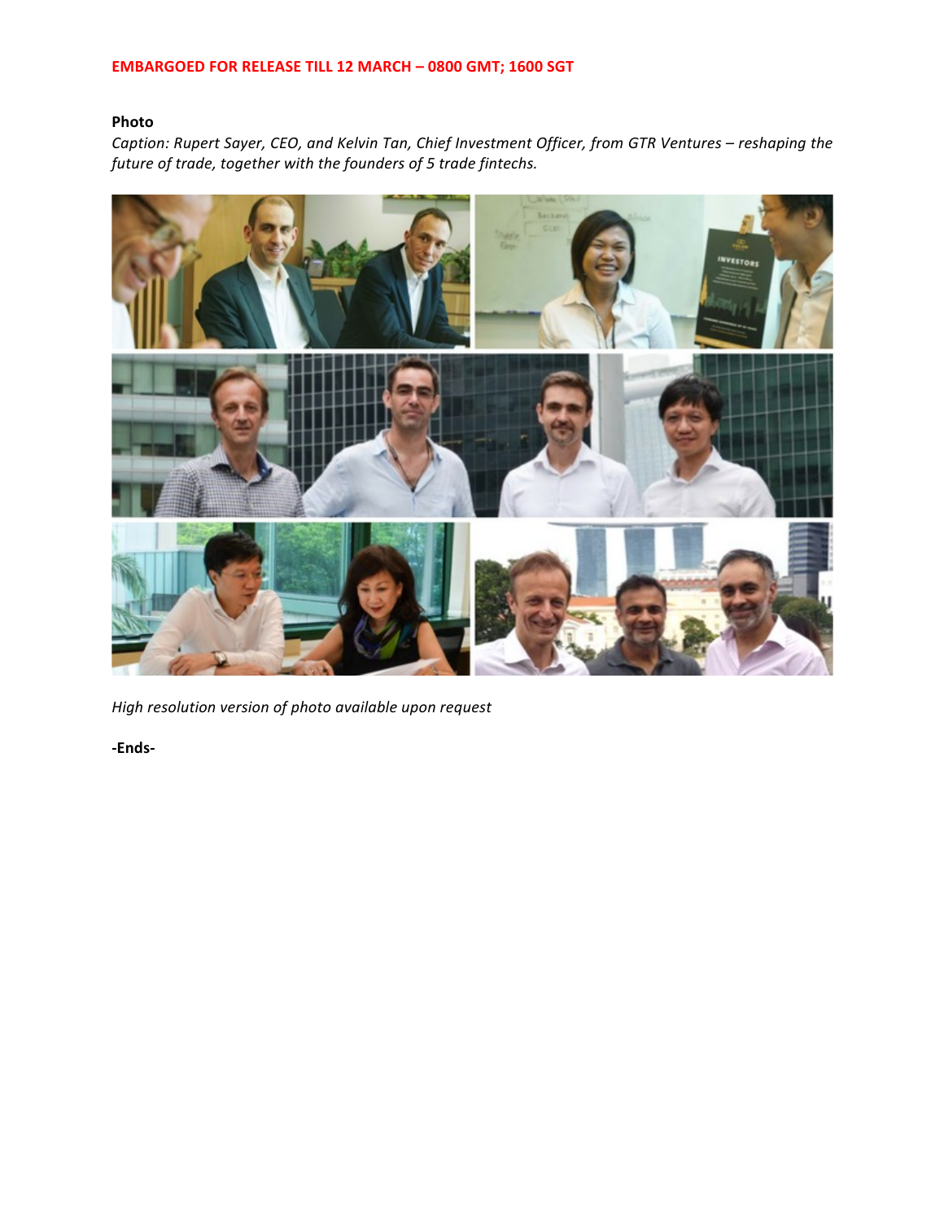**EMBARGOED FOR RELEASE TILL 12 MARCH – 0800 GMT; 1600 SGT**

**Photo**

*Caption: Rupert Sayer, CEO, and Kelvin Tan, Chief Investment Officer, from GTR Ventures – reshaping the future of trade, together with the founders of 5 trade fintechs.*

*High resolution version of photo available upon request*

**-Ends-**